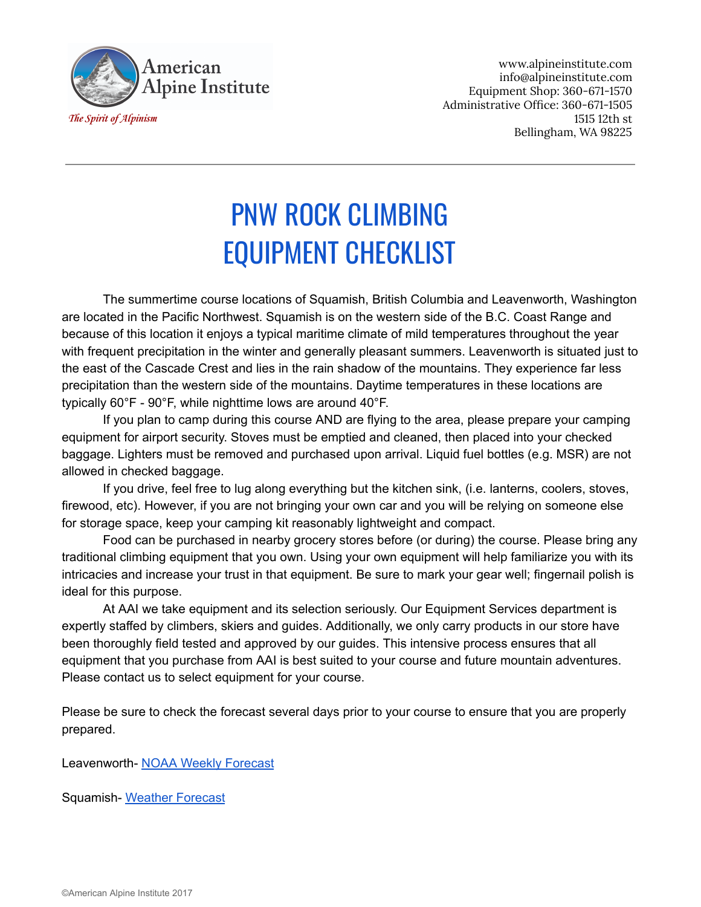American Alpine Institute

*The Spirit of Alpinism*

www.alpineinstitute.com
info@alpineinstitute.com
Equipment Shop: 360-671-1570
Administrative Office: 360-671-1505
1515 12th st
Bellingham, WA 98225

---

# PNW ROCK CLIMBING EQUIPMENT CHECKLIST

The summertime course locations of Squamish, British Columbia and Leavenworth, Washington are located in the Pacific Northwest. Squamish is on the western side of the B.C. Coast Range and because of this location it enjoys a typical maritime climate of mild temperatures throughout the year with frequent precipitation in the winter and generally pleasant summers. Leavenworth is situated just to the east of the Cascade Crest and lies in the rain shadow of the mountains. They experience far less precipitation than the western side of the mountains. Daytime temperatures in these locations are typically 60°F - 90°F, while nighttime lows are around 40°F.

If you plan to camp during this course AND are flying to the area, please prepare your camping equipment for airport security. Stoves must be emptied and cleaned, then placed into your checked baggage. Lighters must be removed and purchased upon arrival. Liquid fuel bottles (e.g. MSR) are not allowed in checked baggage.

If you drive, feel free to lug along everything but the kitchen sink, (i.e. lanterns, coolers, stoves, firewood, etc). However, if you are not bringing your own car and you will be relying on someone else for storage space, keep your camping kit reasonably lightweight and compact.

Food can be purchased in nearby grocery stores before (or during) the course. Please bring any traditional climbing equipment that you own. Using your own equipment will help familiarize you with its intricacies and increase your trust in that equipment. Be sure to mark your gear well; fingernail polish is ideal for this purpose.

At AAI we take equipment and its selection seriously. Our Equipment Services department is expertly staffed by climbers, skiers and guides. Additionally, we only carry products in our store have been thoroughly field tested and approved by our guides. This intensive process ensures that all equipment that you purchase from AAI is best suited to your course and future mountain adventures. Please contact us to select equipment for your course.

Please be sure to check the forecast several days prior to your course to ensure that you are properly prepared.

Leavenworth- NOAA Weekly Forecast

Squamish- Weather Forecast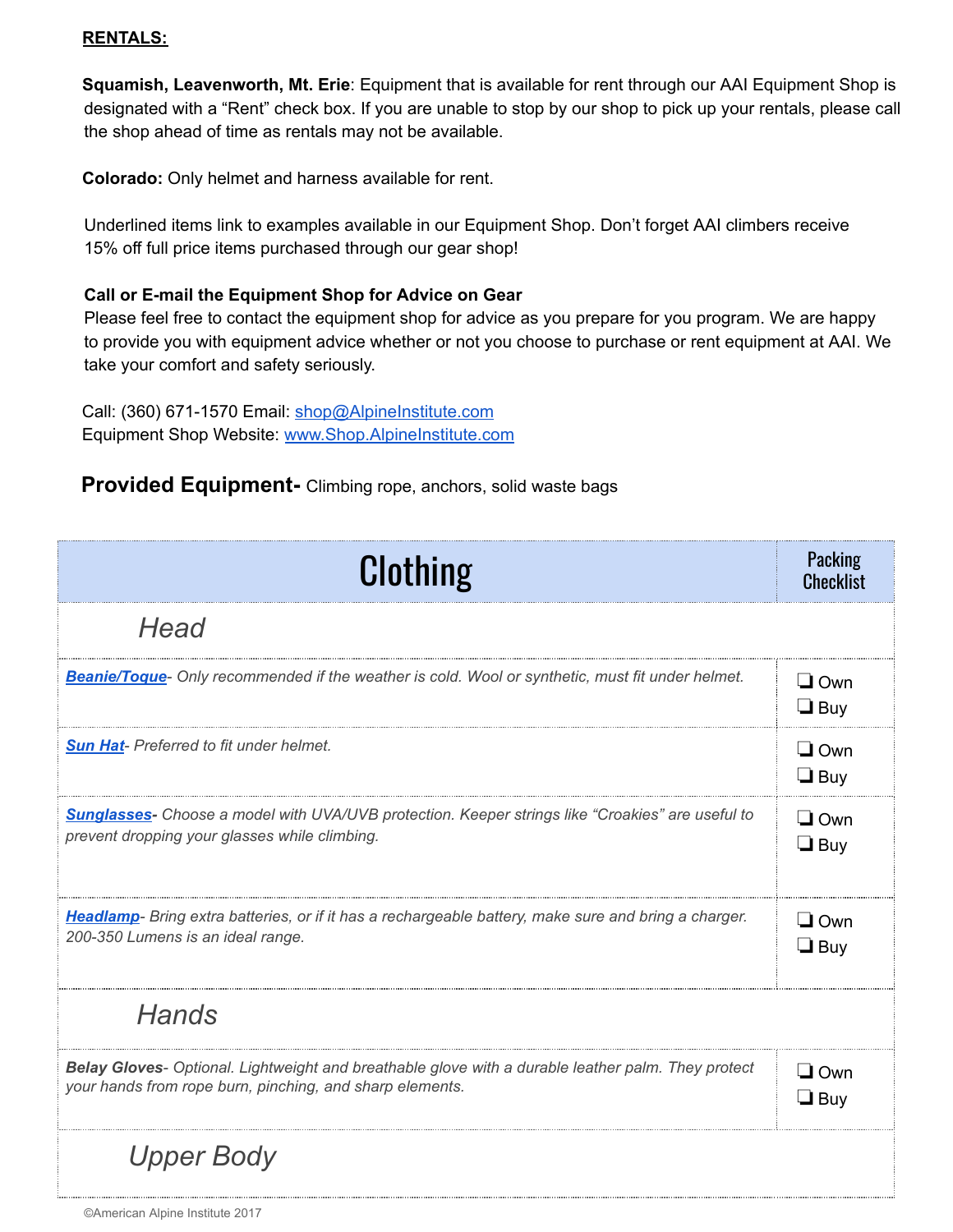**RENTALS:**

**Squamish, Leavenworth, Mt. Erie**: Equipment that is available for rent through our AAI Equipment Shop is designated with a "Rent" check box. If you are unable to stop by our shop to pick up your rentals, please call the shop ahead of time as rentals may not be available.

**Colorado:** Only helmet and harness available for rent.

Underlined items link to examples available in our Equipment Shop. Don't forget AAI climbers receive 15% off full price items purchased through our gear shop!

**Call or E-mail the Equipment Shop for Advice on Gear**
Please feel free to contact the equipment shop for advice as you prepare for you program. We are happy to provide you with equipment advice whether or not you choose to purchase or rent equipment at AAI. We take your comfort and safety seriously.

Call: (360) 671-1570 Email: shop@AlpineInstitute.com
Equipment Shop Website: www.Shop.AlpineInstitute.com

**Provided Equipment-** Climbing rope, anchors, solid waste bags

| Clothing | Packing Checklist |
|---|---|
| *Head* | |
| ***Beanie/Toque***- *Only recommended if the weather is cold. Wool or synthetic, must fit under helmet.* | ❑ Own<br>❑ Buy |
| ***Sun Hat***- *Preferred to fit under helmet.* | ❑ Own<br>❑ Buy |
| ***Sunglasses***- *Choose a model with UVA/UVB protection. Keeper strings like "Croakies" are useful to prevent dropping your glasses while climbing.* | ❑ Own<br>❑ Buy |
| ***Headlamp***- *Bring extra batteries, or if it has a rechargeable battery, make sure and bring a charger. 200-350 Lumens is an ideal range.* | ❑ Own<br>❑ Buy |
| *Hands* | |
| ***Belay Gloves***- *Optional. Lightweight and breathable glove with a durable leather palm. They protect your hands from rope burn, pinching, and sharp elements.* | ❑ Own<br>❑ Buy |
| *Upper Body* | |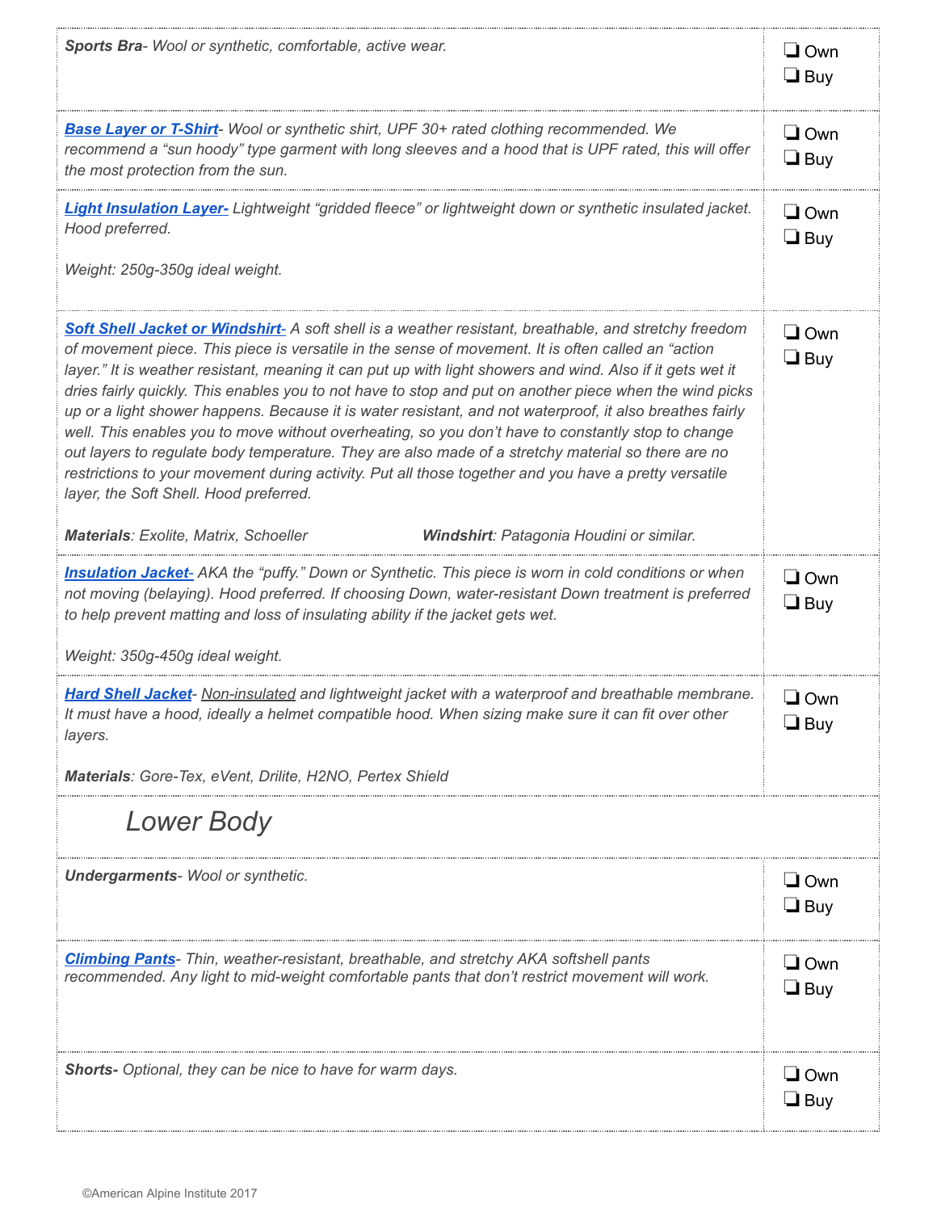| Item | Own / Buy |
| --- | --- |
| ***Sports Bra**- Wool or synthetic, comfortable, active wear.* | ❑ Own ❑ Buy |
| ***Base Layer or T-Shirt**- Wool or synthetic shirt, UPF 30+ rated clothing recommended. We recommend a "sun hoody" type garment with long sleeves and a hood that is UPF rated, this will offer the most protection from the sun.* | ❑ Own ❑ Buy |
| ***Light Insulation Layer-** Lightweight "gridded fleece" or lightweight down or synthetic insulated jacket. Hood preferred.*<br><br>*Weight: 250g-350g ideal weight.* | ❑ Own ❑ Buy |
| ***Soft Shell Jacket or Windshirt-** A soft shell is a weather resistant, breathable, and stretchy freedom of movement piece. This piece is versatile in the sense of movement. It is often called an "action layer." It is weather resistant, meaning it can put up with light showers and wind. Also if it gets wet it dries fairly quickly. This enables you to not have to stop and put on another piece when the wind picks up or a light shower happens. Because it is water resistant, and not waterproof, it also breathes fairly well. This enables you to move without overheating, so you don't have to constantly stop to change out layers to regulate body temperature. They are also made of a stretchy material so there are no restrictions to your movement during activity. Put all those together and you have a pretty versatile layer, the Soft Shell. Hood preferred.*<br><br>***Materials**: Exolite, Matrix, Schoeller* ***Windshirt**: Patagonia Houdini or similar.* | ❑ Own ❑ Buy |
| ***Insulation Jacket-** AKA the "puffy." Down or Synthetic. This piece is worn in cold conditions or when not moving (belaying). Hood preferred. If choosing Down, water-resistant Down treatment is preferred to help prevent matting and loss of insulating ability if the jacket gets wet.*<br><br>*Weight: 350g-450g ideal weight.* | ❑ Own ❑ Buy |
| ***Hard Shell Jacket**- <u>Non-insulated</u> and lightweight jacket with a waterproof and breathable membrane. It must have a hood, ideally a helmet compatible hood. When sizing make sure it can fit over other layers.*<br><br>***Materials**: Gore-Tex, eVent, Drilite, H2NO, Pertex Shield* | ❑ Own ❑ Buy |
| ***Lower Body*** | |
| ***Undergarments**- Wool or synthetic.* | ❑ Own ❑ Buy |
| ***Climbing Pants**- Thin, weather-resistant, breathable, and stretchy AKA softshell pants recommended. Any light to mid-weight comfortable pants that don't restrict movement will work.* | ❑ Own ❑ Buy |
| ***Shorts-** Optional, they can be nice to have for warm days.* | ❑ Own ❑ Buy |

©American Alpine Institute 2017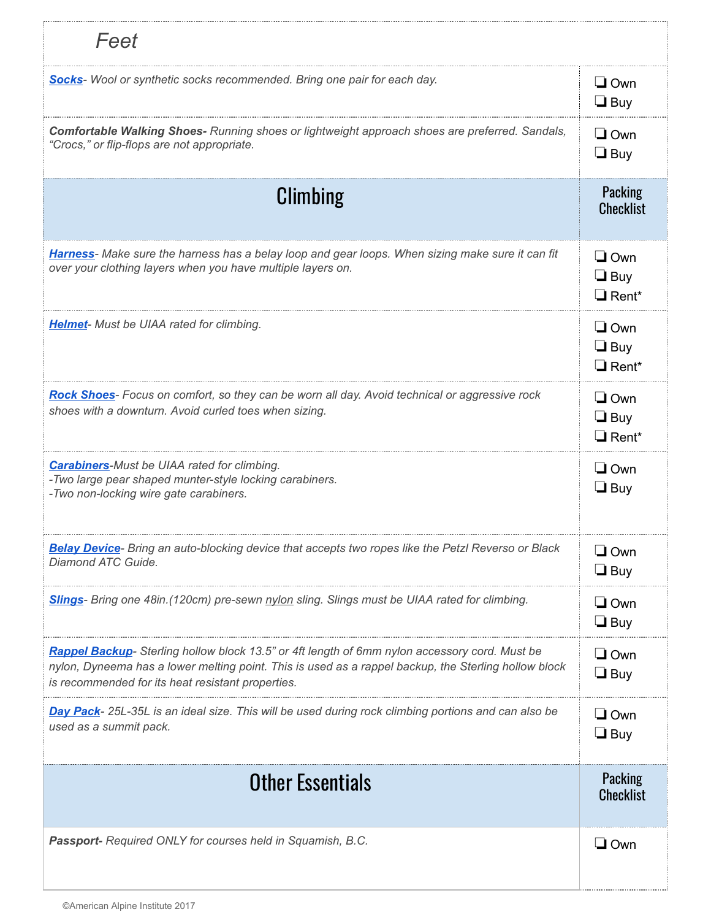| *Feet* | |
|---|---|
| ***Socks****- Wool or synthetic socks recommended. Bring one pair for each day.* | ❑ Own<br>❑ Buy |
| ***Comfortable Walking Shoes-*** *Running shoes or lightweight approach shoes are preferred. Sandals, "Crocs," or flip-flops are not appropriate.* | ❑ Own<br>❑ Buy |

| Climbing | Packing Checklist |
|---|---|
| ***Harness****- Make sure the harness has a belay loop and gear loops. When sizing make sure it can fit over your clothing layers when you have multiple layers on.* | ❑ Own<br>❑ Buy<br>❑ Rent* |
| ***Helmet****- Must be UIAA rated for climbing.* | ❑ Own<br>❑ Buy<br>❑ Rent* |
| ***Rock Shoes****- Focus on comfort, so they can be worn all day. Avoid technical or aggressive rock shoes with a downturn. Avoid curled toes when sizing.* | ❑ Own<br>❑ Buy<br>❑ Rent* |
| ***Carabiners****-Must be UIAA rated for climbing.*<br>*-Two large pear shaped munter-style locking carabiners.*<br>*-Two non-locking wire gate carabiners.* | ❑ Own<br>❑ Buy |
| ***Belay Device****- Bring an auto-blocking device that accepts two ropes like the Petzl Reverso or Black Diamond ATC Guide.* | ❑ Own<br>❑ Buy |
| ***Slings****- Bring one 48in.(120cm) pre-sewn nylon sling. Slings must be UIAA rated for climbing.* | ❑ Own<br>❑ Buy |
| ***Rappel Backup****- Sterling hollow block 13.5" or 4ft length of 6mm nylon accessory cord. Must be nylon, Dyneema has a lower melting point. This is used as a rappel backup, the Sterling hollow block is recommended for its heat resistant properties.* | ❑ Own<br>❑ Buy |
| ***Day Pack****- 25L-35L is an ideal size. This will be used during rock climbing portions and can also be used as a summit pack.* | ❑ Own<br>❑ Buy |

| Other Essentials | Packing Checklist |
|---|---|
| ***Passport-*** *Required ONLY for courses held in Squamish, B.C.* | ❑ Own |

©American Alpine Institute 2017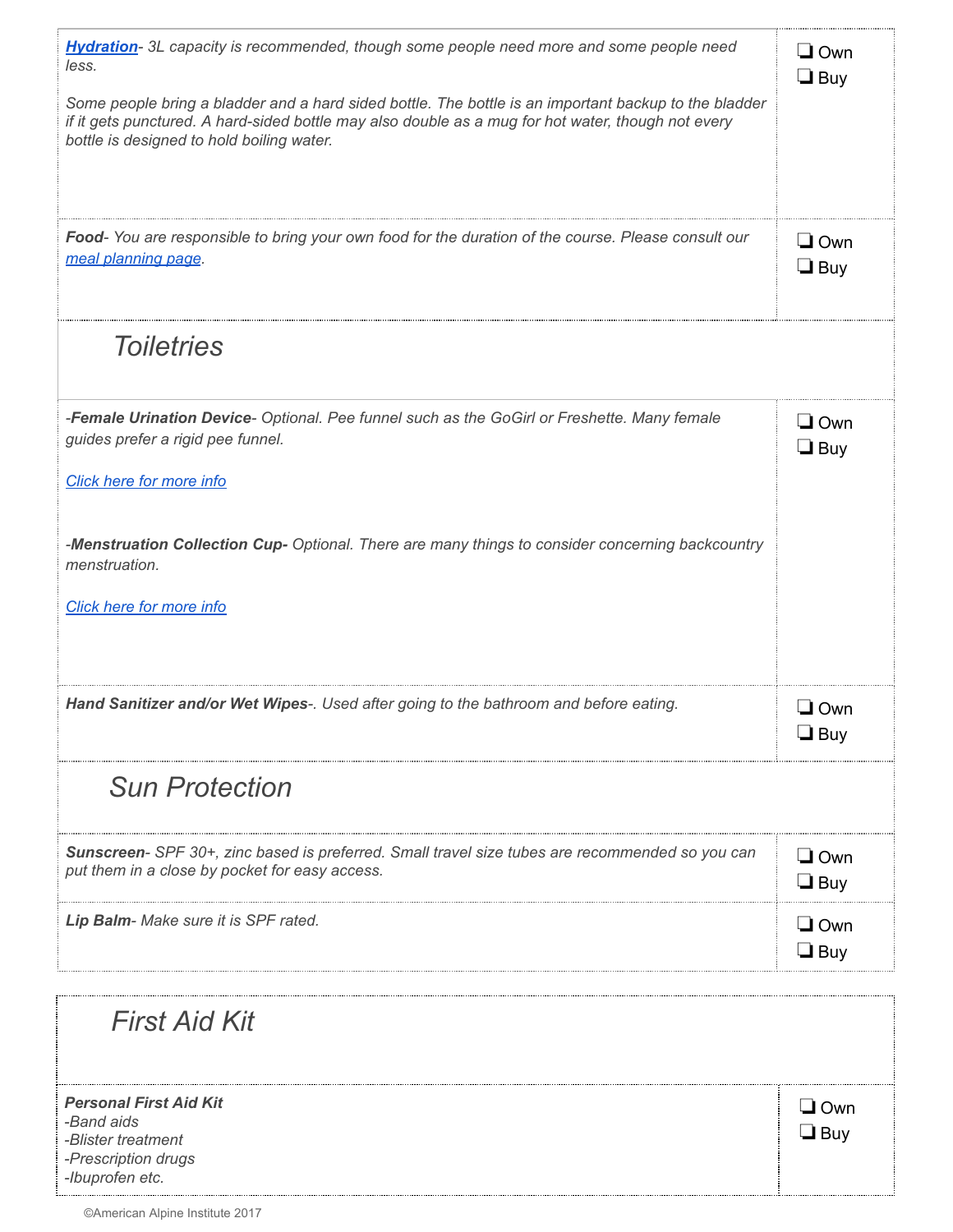| | |
|---|---|
| ***Hydration*** *- 3L capacity is recommended, though some people need more and some people need less.*<br><br>*Some people bring a bladder and a hard sided bottle. The bottle is an important backup to the bladder if it gets punctured. A hard-sided bottle may also double as a mug for hot water, though not every bottle is designed to hold boiling water.* | ❑ Own<br>❑ Buy |
| ***Food*** *- You are responsible to bring your own food for the duration of the course. Please consult our meal planning page.* | ❑ Own<br>❑ Buy |

## *Toiletries*

| | |
|---|---|
| *-**Female Urination Device**- Optional. Pee funnel such as the GoGirl or Freshette. Many female guides prefer a rigid pee funnel.*<br><br>*Click here for more info*<br><br>*-**Menstruation Collection Cup**- Optional. There are many things to consider concerning backcountry menstruation.*<br><br>*Click here for more info* | ❑ Own<br>❑ Buy |
| ***Hand Sanitizer and/or Wet Wipes*** *-. Used after going to the bathroom and before eating.* | ❑ Own<br>❑ Buy |

## *Sun Protection*

| | |
|---|---|
| ***Sunscreen*** *- SPF 30+, zinc based is preferred. Small travel size tubes are recommended so you can put them in a close by pocket for easy access.* | ❑ Own<br>❑ Buy |
| ***Lip Balm*** *- Make sure it is SPF rated.* | ❑ Own<br>❑ Buy |

## *First Aid Kit*

| | |
|---|---|
| ***Personal First Aid Kit***<br>*-Band aids*<br>*-Blister treatment*<br>*-Prescription drugs*<br>*-Ibuprofen etc.* | ❑ Own<br>❑ Buy |

©American Alpine Institute 2017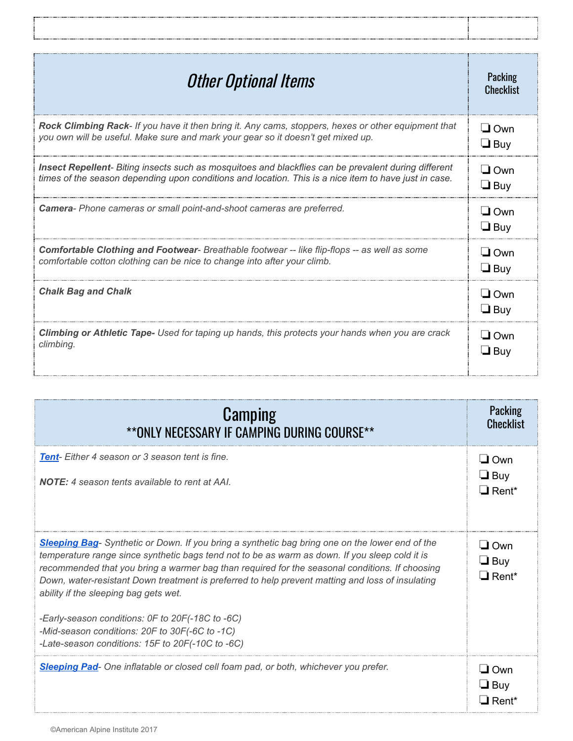| Other Optional Items | Packing Checklist |
|---|---|
| ***Rock Climbing Rack**- If you have it then bring it. Any cams, stoppers, hexes or other equipment that you own will be useful. Make sure and mark your gear so it doesn't get mixed up.* | ❑ Own<br>❑ Buy |
| ***Insect Repellent**- Biting insects such as mosquitoes and blackflies can be prevalent during different times of the season depending upon conditions and location. This is a nice item to have just in case.* | ❑ Own<br>❑ Buy |
| ***Camera**- Phone cameras or small point-and-shoot cameras are preferred.* | ❑ Own<br>❑ Buy |
| ***Comfortable Clothing and Footwear**- Breathable footwear -- like flip-flops -- as well as some comfortable cotton clothing can be nice to change into after your climb.* | ❑ Own<br>❑ Buy |
| ***Chalk Bag and Chalk*** | ❑ Own<br>❑ Buy |
| ***Climbing or Athletic Tape-** Used for taping up hands, this protects your hands when you are crack climbing.* | ❑ Own<br>❑ Buy |

| Camping<br>\*\*ONLY NECESSARY IF CAMPING DURING COURSE\*\* | Packing Checklist |
|---|---|
| ***Tent**- Either 4 season or 3 season tent is fine.*<br><br>***NOTE:** 4 season tents available to rent at AAI.* | ❑ Own<br>❑ Buy<br>❑ Rent* |
| ***Sleeping Bag**- Synthetic or Down. If you bring a synthetic bag bring one on the lower end of the temperature range since synthetic bags tend not to be as warm as down. If you sleep cold it is recommended that you bring a warmer bag than required for the seasonal conditions. If choosing Down, water-resistant Down treatment is preferred to help prevent matting and loss of insulating ability if the sleeping bag gets wet.*<br><br>*-Early-season conditions: 0F to 20F(-18C to -6C)*<br>*-Mid-season conditions: 20F to 30F(-6C to -1C)*<br>*-Late-season conditions: 15F to 20F(-10C to -6C)* | ❑ Own<br>❑ Buy<br>❑ Rent* |
| ***Sleeping Pad**- One inflatable or closed cell foam pad, or both, whichever you prefer.* | ❑ Own<br>❑ Buy<br>❑ Rent* |

©American Alpine Institute 2017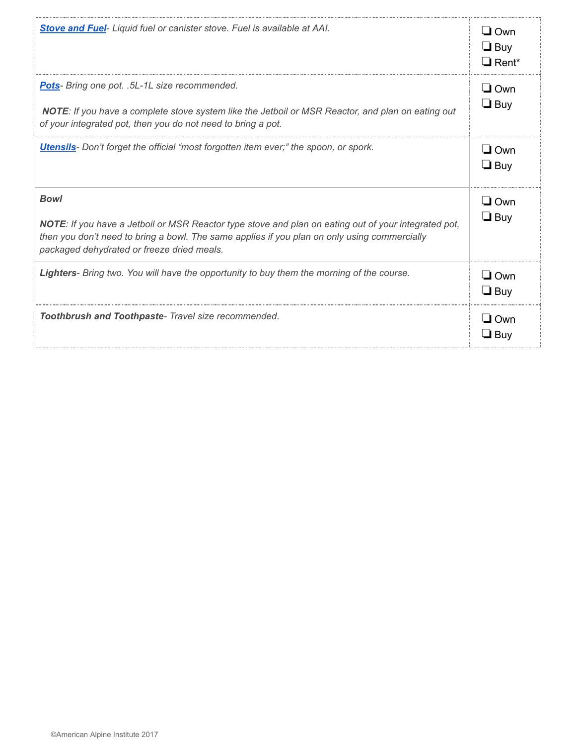| | |
|---|---|
| ***Stove and Fuel***- *Liquid fuel or canister stove. Fuel is available at AAI.* | ❏ Own<br>❏ Buy<br>❏ Rent* |
| ***Pots***- *Bring one pot. .5L-1L size recommended.*<br><br>***NOTE****: If you have a complete stove system like the Jetboil or MSR Reactor, and plan on eating out of your integrated pot, then you do not need to bring a pot.* | ❏ Own<br>❏ Buy |
| ***Utensils***- *Don't forget the official "most forgotten item ever;" the spoon, or spork.* | ❏ Own<br>❏ Buy |
| ***Bowl***<br><br>***NOTE****: If you have a Jetboil or MSR Reactor type stove and plan on eating out of your integrated pot, then you don't need to bring a bowl. The same applies if you plan on only using commercially packaged dehydrated or freeze dried meals.* | ❏ Own<br>❏ Buy |
| ***Lighters***- *Bring two. You will have the opportunity to buy them the morning of the course.* | ❏ Own<br>❏ Buy |
| ***Toothbrush and Toothpaste***- *Travel size recommended.* | ❏ Own<br>❏ Buy |

©American Alpine Institute 2017